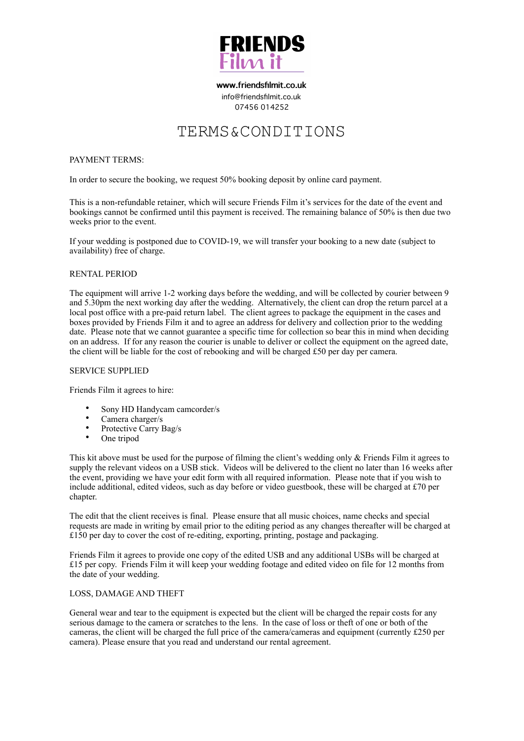# FRIENDS Film it

**www.friendsfilmit.co.uk**
info@friendsfilmit.co.uk
07456 014252

# TERMS&CONDITIONS

PAYMENT TERMS:

In order to secure the booking, we request 50% booking deposit by online card payment.

This is a non-refundable retainer, which will secure Friends Film it's services for the date of the event and bookings cannot be confirmed until this payment is received. The remaining balance of 50% is then due two weeks prior to the event.

If your wedding is postponed due to COVID-19, we will transfer your booking to a new date (subject to availability) free of charge.

RENTAL PERIOD

The equipment will arrive 1-2 working days before the wedding, and will be collected by courier between 9 and 5.30pm the next working day after the wedding. Alternatively, the client can drop the return parcel at a local post office with a pre-paid return label. The client agrees to package the equipment in the cases and boxes provided by Friends Film it and to agree an address for delivery and collection prior to the wedding date. Please note that we cannot guarantee a specific time for collection so bear this in mind when deciding on an address. If for any reason the courier is unable to deliver or collect the equipment on the agreed date, the client will be liable for the cost of rebooking and will be charged £50 per day per camera.

SERVICE SUPPLIED

Friends Film it agrees to hire:

- Sony HD Handycam camcorder/s
- Camera charger/s
- Protective Carry Bag/s
- One tripod

This kit above must be used for the purpose of filming the client's wedding only & Friends Film it agrees to supply the relevant videos on a USB stick. Videos will be delivered to the client no later than 16 weeks after the event, providing we have your edit form with all required information. Please note that if you wish to include additional, edited videos, such as day before or video guestbook, these will be charged at £70 per chapter.

The edit that the client receives is final. Please ensure that all music choices, name checks and special requests are made in writing by email prior to the editing period as any changes thereafter will be charged at £150 per day to cover the cost of re-editing, exporting, printing, postage and packaging.

Friends Film it agrees to provide one copy of the edited USB and any additional USBs will be charged at £15 per copy. Friends Film it will keep your wedding footage and edited video on file for 12 months from the date of your wedding.

LOSS, DAMAGE AND THEFT

General wear and tear to the equipment is expected but the client will be charged the repair costs for any serious damage to the camera or scratches to the lens. In the case of loss or theft of one or both of the cameras, the client will be charged the full price of the camera/cameras and equipment (currently £250 per camera). Please ensure that you read and understand our rental agreement.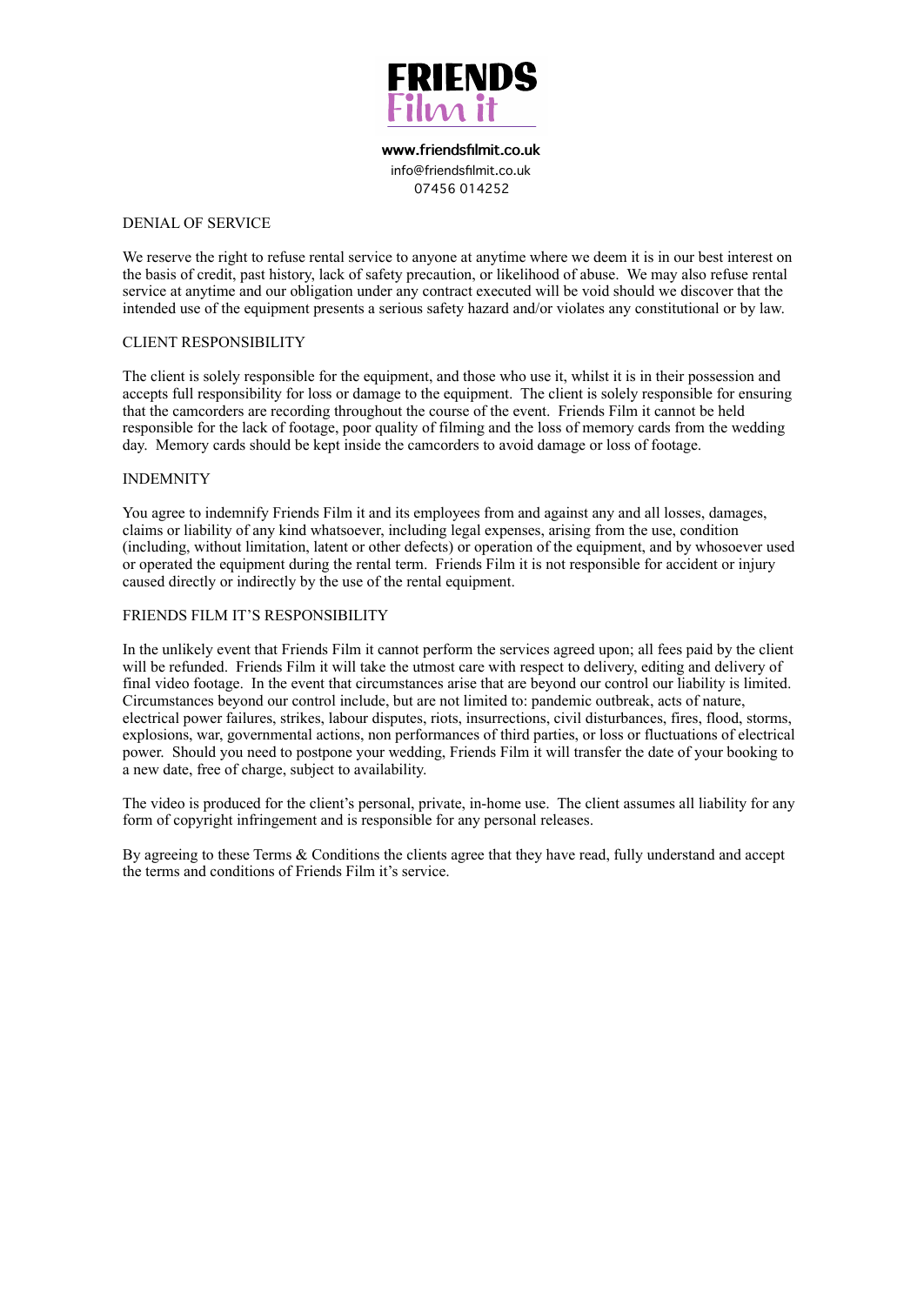**FRIENDS**
**Film it**

**www.friendsfilmit.co.uk**
info@friendsfilmit.co.uk
07456 014252

## DENIAL OF SERVICE

We reserve the right to refuse rental service to anyone at anytime where we deem it is in our best interest on the basis of credit, past history, lack of safety precaution, or likelihood of abuse. We may also refuse rental service at anytime and our obligation under any contract executed will be void should we discover that the intended use of the equipment presents a serious safety hazard and/or violates any constitutional or by law.

## CLIENT RESPONSIBILITY

The client is solely responsible for the equipment, and those who use it, whilst it is in their possession and accepts full responsibility for loss or damage to the equipment. The client is solely responsible for ensuring that the camcorders are recording throughout the course of the event. Friends Film it cannot be held responsible for the lack of footage, poor quality of filming and the loss of memory cards from the wedding day. Memory cards should be kept inside the camcorders to avoid damage or loss of footage.

## INDEMNITY

You agree to indemnify Friends Film it and its employees from and against any and all losses, damages, claims or liability of any kind whatsoever, including legal expenses, arising from the use, condition (including, without limitation, latent or other defects) or operation of the equipment, and by whosoever used or operated the equipment during the rental term. Friends Film it is not responsible for accident or injury caused directly or indirectly by the use of the rental equipment.

## FRIENDS FILM IT'S RESPONSIBILITY

In the unlikely event that Friends Film it cannot perform the services agreed upon; all fees paid by the client will be refunded. Friends Film it will take the utmost care with respect to delivery, editing and delivery of final video footage. In the event that circumstances arise that are beyond our control our liability is limited. Circumstances beyond our control include, but are not limited to: pandemic outbreak, acts of nature, electrical power failures, strikes, labour disputes, riots, insurrections, civil disturbances, fires, flood, storms, explosions, war, governmental actions, non performances of third parties, or loss or fluctuations of electrical power. Should you need to postpone your wedding, Friends Film it will transfer the date of your booking to a new date, free of charge, subject to availability.

The video is produced for the client's personal, private, in-home use. The client assumes all liability for any form of copyright infringement and is responsible for any personal releases.

By agreeing to these Terms & Conditions the clients agree that they have read, fully understand and accept the terms and conditions of Friends Film it's service.